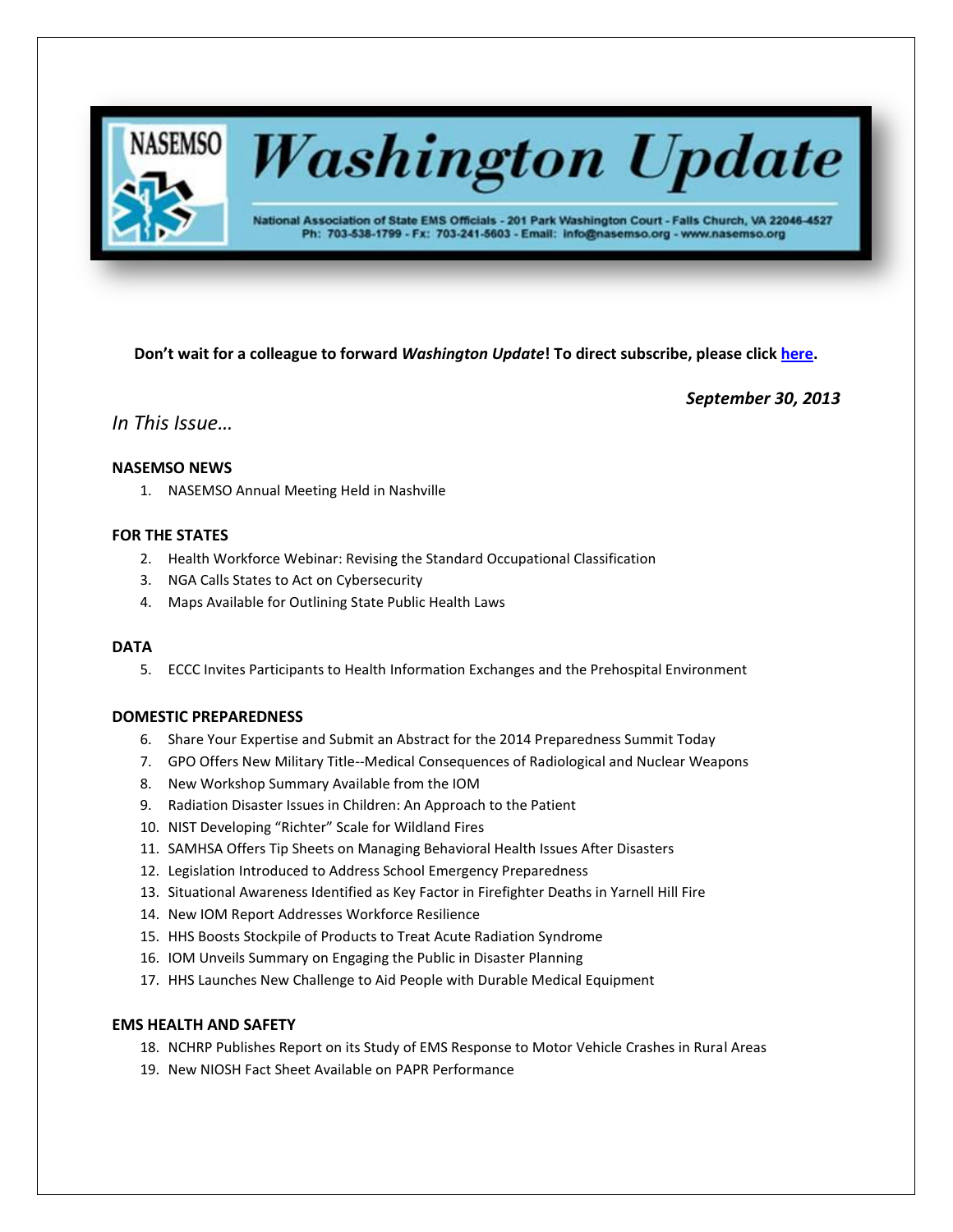# NASEMSO Washington Update

National Association of State EMS Officials - 201 Park Washington Court - Falls Church, VA 22046-4527
Ph: 703-538-1799 - Fx: 703-241-5603 - Email: info@nasemso.org - www.nasemso.org

**Don't wait for a colleague to forward *Washington Update*! To direct subscribe, please click here.**

***September 30, 2013***

## *In This Issue…*

### NASEMSO NEWS

1. NASEMSO Annual Meeting Held in Nashville

### FOR THE STATES

2. Health Workforce Webinar: Revising the Standard Occupational Classification
3. NGA Calls States to Act on Cybersecurity
4. Maps Available for Outlining State Public Health Laws

### DATA

5. ECCC Invites Participants to Health Information Exchanges and the Prehospital Environment

### DOMESTIC PREPAREDNESS

6. Share Your Expertise and Submit an Abstract for the 2014 Preparedness Summit Today
7. GPO Offers New Military Title--Medical Consequences of Radiological and Nuclear Weapons
8. New Workshop Summary Available from the IOM
9. Radiation Disaster Issues in Children: An Approach to the Patient
10. NIST Developing "Richter" Scale for Wildland Fires
11. SAMHSA Offers Tip Sheets on Managing Behavioral Health Issues After Disasters
12. Legislation Introduced to Address School Emergency Preparedness
13. Situational Awareness Identified as Key Factor in Firefighter Deaths in Yarnell Hill Fire
14. New IOM Report Addresses Workforce Resilience
15. HHS Boosts Stockpile of Products to Treat Acute Radiation Syndrome
16. IOM Unveils Summary on Engaging the Public in Disaster Planning
17. HHS Launches New Challenge to Aid People with Durable Medical Equipment

### EMS HEALTH AND SAFETY

18. NCHRP Publishes Report on its Study of EMS Response to Motor Vehicle Crashes in Rural Areas
19. New NIOSH Fact Sheet Available on PAPR Performance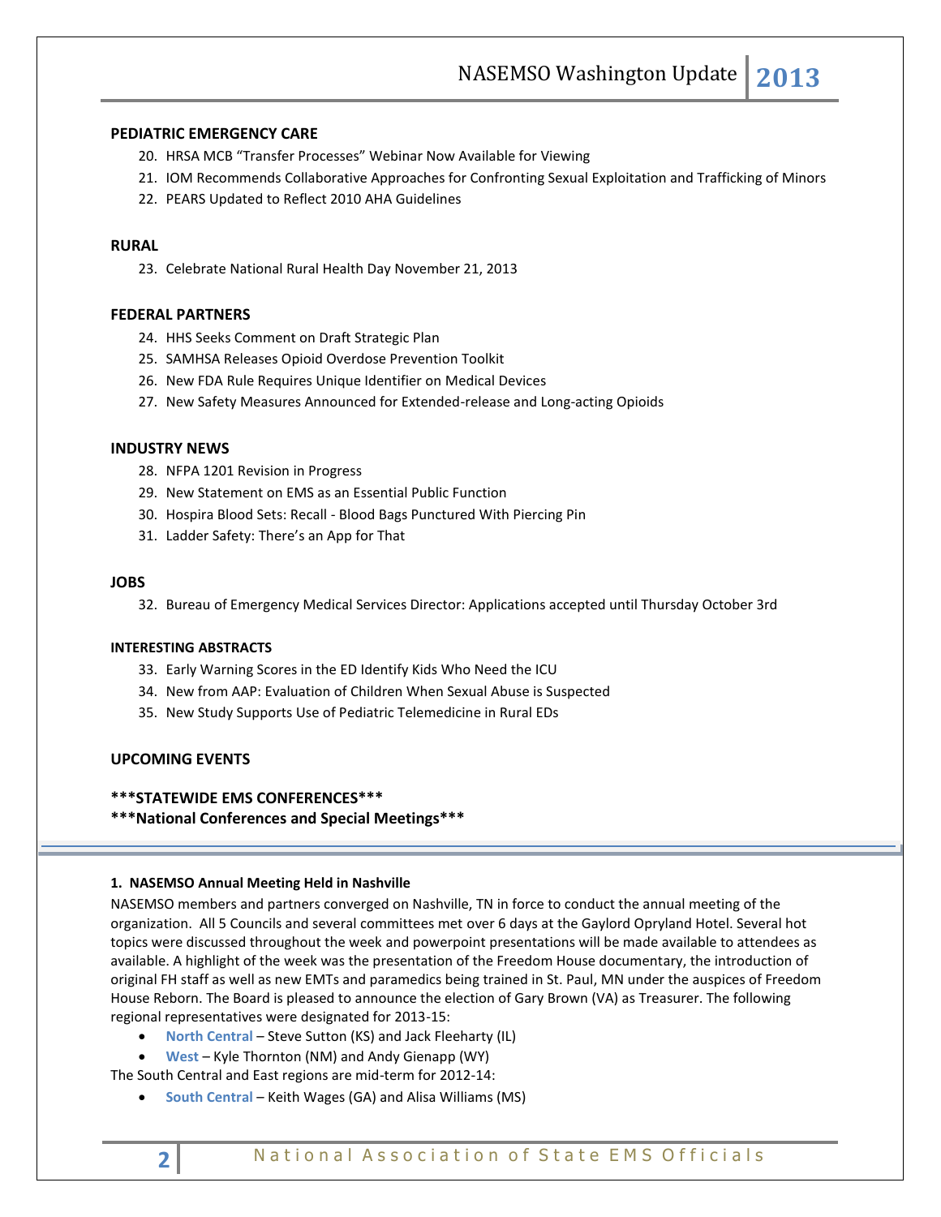**PEDIATRIC EMERGENCY CARE**

20. HRSA MCB "Transfer Processes" Webinar Now Available for Viewing
21. IOM Recommends Collaborative Approaches for Confronting Sexual Exploitation and Trafficking of Minors
22. PEARS Updated to Reflect 2010 AHA Guidelines

**RURAL**

23. Celebrate National Rural Health Day November 21, 2013

**FEDERAL PARTNERS**

24. HHS Seeks Comment on Draft Strategic Plan
25. SAMHSA Releases Opioid Overdose Prevention Toolkit
26. New FDA Rule Requires Unique Identifier on Medical Devices
27. New Safety Measures Announced for Extended-release and Long-acting Opioids

**INDUSTRY NEWS**

28. NFPA 1201 Revision in Progress
29. New Statement on EMS as an Essential Public Function
30. Hospira Blood Sets: Recall - Blood Bags Punctured With Piercing Pin
31. Ladder Safety: There's an App for That

**JOBS**

32. Bureau of Emergency Medical Services Director: Applications accepted until Thursday October 3rd

**INTERESTING ABSTRACTS**

33. Early Warning Scores in the ED Identify Kids Who Need the ICU
34. New from AAP: Evaluation of Children When Sexual Abuse is Suspected
35. New Study Supports Use of Pediatric Telemedicine in Rural EDs

**UPCOMING EVENTS**

**\*\*\*STATEWIDE EMS CONFERENCES\*\*\***
**\*\*\*National Conferences and Special Meetings\*\*\***

---

#### 1. NASEMSO Annual Meeting Held in Nashville

NASEMSO members and partners converged on Nashville, TN in force to conduct the annual meeting of the organization. All 5 Councils and several committees met over 6 days at the Gaylord Opryland Hotel. Several hot topics were discussed throughout the week and powerpoint presentations will be made available to attendees as available. A highlight of the week was the presentation of the Freedom House documentary, the introduction of original FH staff as well as new EMTs and paramedics being trained in St. Paul, MN under the auspices of Freedom House Reborn. The Board is pleased to announce the election of Gary Brown (VA) as Treasurer. The following regional representatives were designated for 2013-15:

- **North Central** – Steve Sutton (KS) and Jack Fleeharty (IL)
- **West** – Kyle Thornton (NM) and Andy Gienapp (WY)

The South Central and East regions are mid-term for 2012-14:

- **South Central** – Keith Wages (GA) and Alisa Williams (MS)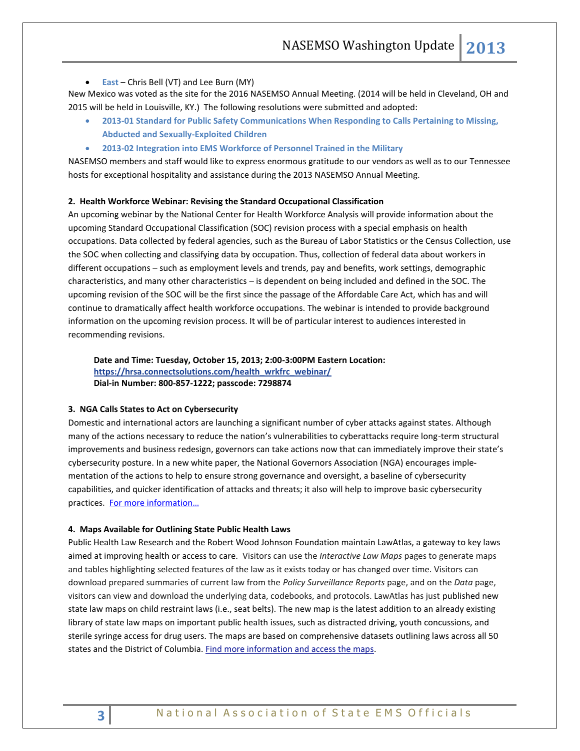- **East** – Chris Bell (VT) and Lee Burn (MY)

New Mexico was voted as the site for the 2016 NASEMSO Annual Meeting. (2014 will be held in Cleveland, OH and 2015 will be held in Louisville, KY.) The following resolutions were submitted and adopted:

- **2013-01 Standard for Public Safety Communications When Responding to Calls Pertaining to Missing, Abducted and Sexually-Exploited Children**
- **2013-02 Integration into EMS Workforce of Personnel Trained in the Military**

NASEMSO members and staff would like to express enormous gratitude to our vendors as well as to our Tennessee hosts for exceptional hospitality and assistance during the 2013 NASEMSO Annual Meeting.

### 2. Health Workforce Webinar: Revising the Standard Occupational Classification

An upcoming webinar by the National Center for Health Workforce Analysis will provide information about the upcoming Standard Occupational Classification (SOC) revision process with a special emphasis on health occupations. Data collected by federal agencies, such as the Bureau of Labor Statistics or the Census Collection, use the SOC when collecting and classifying data by occupation. Thus, collection of federal data about workers in different occupations – such as employment levels and trends, pay and benefits, work settings, demographic characteristics, and many other characteristics – is dependent on being included and defined in the SOC. The upcoming revision of the SOC will be the first since the passage of the Affordable Care Act, which has and will continue to dramatically affect health workforce occupations. The webinar is intended to provide background information on the upcoming revision process. It will be of particular interest to audiences interested in recommending revisions.

**Date and Time: Tuesday, October 15, 2013; 2:00-3:00PM Eastern Location:**
**https://hrsa.connectsolutions.com/health_wrkfrc_webinar/**
**Dial-in Number: 800-857-1222; passcode: 7298874**

### 3. NGA Calls States to Act on Cybersecurity

Domestic and international actors are launching a significant number of cyber attacks against states. Although many of the actions necessary to reduce the nation's vulnerabilities to cyberattacks require long-term structural improvements and business redesign, governors can take actions now that can immediately improve their state's cybersecurity posture. In a new white paper, the National Governors Association (NGA) encourages implementation of the actions to help to ensure strong governance and oversight, a baseline of cybersecurity capabilities, and quicker identification of attacks and threats; it also will help to improve basic cybersecurity practices. For more information…

### 4. Maps Available for Outlining State Public Health Laws

Public Health Law Research and the Robert Wood Johnson Foundation maintain LawAtlas, a gateway to key laws aimed at improving health or access to care. Visitors can use the *Interactive Law Maps* pages to generate maps and tables highlighting selected features of the law as it exists today or has changed over time. Visitors can download prepared summaries of current law from the *Policy Surveillance Reports* page, and on the *Data* page, visitors can view and download the underlying data, codebooks, and protocols. LawAtlas has just published new state law maps on child restraint laws (i.e., seat belts). The new map is the latest addition to an already existing library of state law maps on important public health issues, such as distracted driving, youth concussions, and sterile syringe access for drug users. The maps are based on comprehensive datasets outlining laws across all 50 states and the District of Columbia. Find more information and access the maps.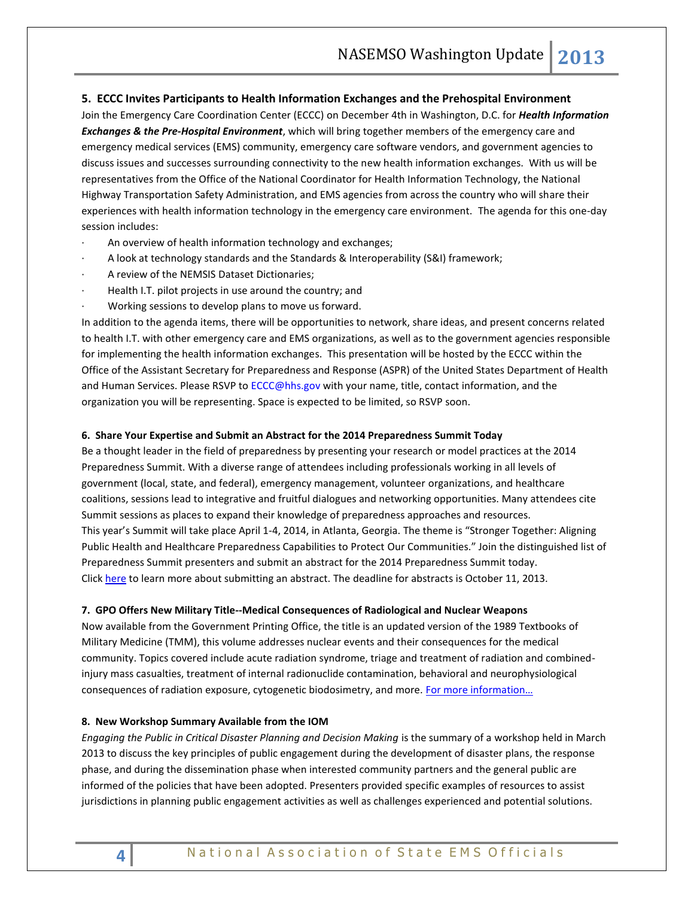## 5. ECCC Invites Participants to Health Information Exchanges and the Prehospital Environment

Join the Emergency Care Coordination Center (ECCC) on December 4th in Washington, D.C. for ***Health Information Exchanges & the Pre-Hospital Environment***, which will bring together members of the emergency care and emergency medical services (EMS) community, emergency care software vendors, and government agencies to discuss issues and successes surrounding connectivity to the new health information exchanges. With us will be representatives from the Office of the National Coordinator for Health Information Technology, the National Highway Transportation Safety Administration, and EMS agencies from across the country who will share their experiences with health information technology in the emergency care environment. The agenda for this one-day session includes:

- An overview of health information technology and exchanges;
- A look at technology standards and the Standards & Interoperability (S&I) framework;
- A review of the NEMSIS Dataset Dictionaries;
- Health I.T. pilot projects in use around the country; and
- Working sessions to develop plans to move us forward.

In addition to the agenda items, there will be opportunities to network, share ideas, and present concerns related to health I.T. with other emergency care and EMS organizations, as well as to the government agencies responsible for implementing the health information exchanges. This presentation will be hosted by the ECCC within the Office of the Assistant Secretary for Preparedness and Response (ASPR) of the United States Department of Health and Human Services. Please RSVP to ECCC@hhs.gov with your name, title, contact information, and the organization you will be representing. Space is expected to be limited, so RSVP soon.

### 6. Share Your Expertise and Submit an Abstract for the 2014 Preparedness Summit Today

Be a thought leader in the field of preparedness by presenting your research or model practices at the 2014 Preparedness Summit. With a diverse range of attendees including professionals working in all levels of government (local, state, and federal), emergency management, volunteer organizations, and healthcare coalitions, sessions lead to integrative and fruitful dialogues and networking opportunities. Many attendees cite Summit sessions as places to expand their knowledge of preparedness approaches and resources.
This year's Summit will take place April 1-4, 2014, in Atlanta, Georgia. The theme is "Stronger Together: Aligning Public Health and Healthcare Preparedness Capabilities to Protect Our Communities." Join the distinguished list of Preparedness Summit presenters and submit an abstract for the 2014 Preparedness Summit today.
Click here to learn more about submitting an abstract. The deadline for abstracts is October 11, 2013.

### 7. GPO Offers New Military Title--Medical Consequences of Radiological and Nuclear Weapons

Now available from the Government Printing Office, the title is an updated version of the 1989 Textbooks of Military Medicine (TMM), this volume addresses nuclear events and their consequences for the medical community. Topics covered include acute radiation syndrome, triage and treatment of radiation and combined-injury mass casualties, treatment of internal radionuclide contamination, behavioral and neurophysiological consequences of radiation exposure, cytogenetic biodosimetry, and more. For more information…

### 8. New Workshop Summary Available from the IOM

*Engaging the Public in Critical Disaster Planning and Decision Making* is the summary of a workshop held in March 2013 to discuss the key principles of public engagement during the development of disaster plans, the response phase, and during the dissemination phase when interested community partners and the general public are informed of the policies that have been adopted. Presenters provided specific examples of resources to assist jurisdictions in planning public engagement activities as well as challenges experienced and potential solutions.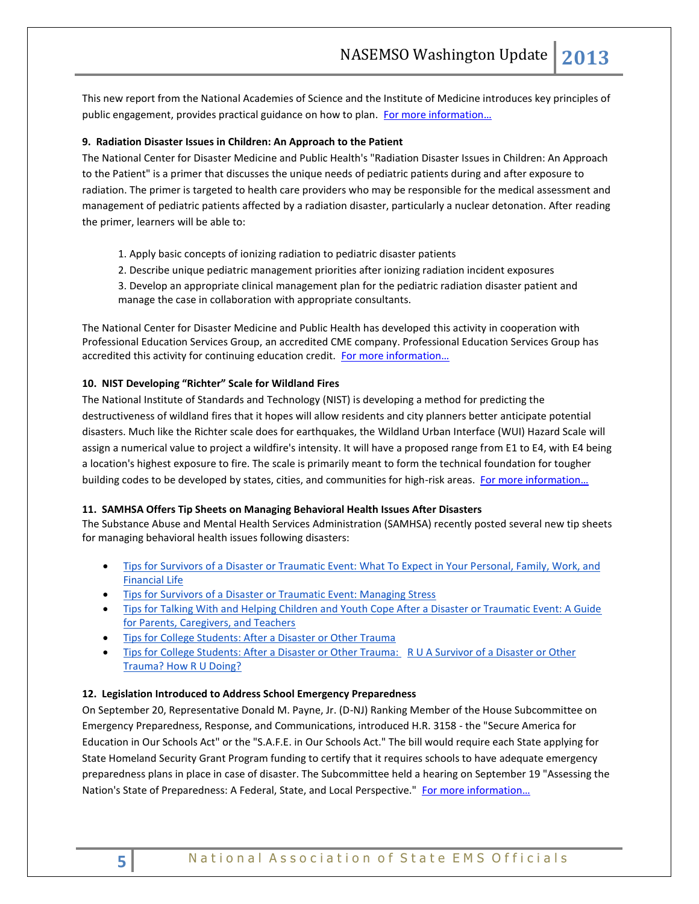This new report from the National Academies of Science and the Institute of Medicine introduces key principles of public engagement, provides practical guidance on how to plan. For more information…

**9. Radiation Disaster Issues in Children: An Approach to the Patient**

The National Center for Disaster Medicine and Public Health's "Radiation Disaster Issues in Children: An Approach to the Patient" is a primer that discusses the unique needs of pediatric patients during and after exposure to radiation. The primer is targeted to health care providers who may be responsible for the medical assessment and management of pediatric patients affected by a radiation disaster, particularly a nuclear detonation. After reading the primer, learners will be able to:

1. Apply basic concepts of ionizing radiation to pediatric disaster patients
2. Describe unique pediatric management priorities after ionizing radiation incident exposures
3. Develop an appropriate clinical management plan for the pediatric radiation disaster patient and manage the case in collaboration with appropriate consultants.

The National Center for Disaster Medicine and Public Health has developed this activity in cooperation with Professional Education Services Group, an accredited CME company. Professional Education Services Group has accredited this activity for continuing education credit. For more information…

**10. NIST Developing "Richter" Scale for Wildland Fires**

The National Institute of Standards and Technology (NIST) is developing a method for predicting the destructiveness of wildland fires that it hopes will allow residents and city planners better anticipate potential disasters. Much like the Richter scale does for earthquakes, the Wildland Urban Interface (WUI) Hazard Scale will assign a numerical value to project a wildfire's intensity. It will have a proposed range from E1 to E4, with E4 being a location's highest exposure to fire. The scale is primarily meant to form the technical foundation for tougher building codes to be developed by states, cities, and communities for high-risk areas. For more information…

**11. SAMHSA Offers Tip Sheets on Managing Behavioral Health Issues After Disasters**

The Substance Abuse and Mental Health Services Administration (SAMHSA) recently posted several new tip sheets for managing behavioral health issues following disasters:

- Tips for Survivors of a Disaster or Traumatic Event: What To Expect in Your Personal, Family, Work, and Financial Life
- Tips for Survivors of a Disaster or Traumatic Event: Managing Stress
- Tips for Talking With and Helping Children and Youth Cope After a Disaster or Traumatic Event: A Guide for Parents, Caregivers, and Teachers
- Tips for College Students: After a Disaster or Other Trauma
- Tips for College Students: After a Disaster or Other Trauma: R U A Survivor of a Disaster or Other Trauma? How R U Doing?

**12. Legislation Introduced to Address School Emergency Preparedness**

On September 20, Representative Donald M. Payne, Jr. (D-NJ) Ranking Member of the House Subcommittee on Emergency Preparedness, Response, and Communications, introduced H.R. 3158 - the "Secure America for Education in Our Schools Act" or the "S.A.F.E. in Our Schools Act." The bill would require each State applying for State Homeland Security Grant Program funding to certify that it requires schools to have adequate emergency preparedness plans in place in case of disaster. The Subcommittee held a hearing on September 19 "Assessing the Nation's State of Preparedness: A Federal, State, and Local Perspective." For more information…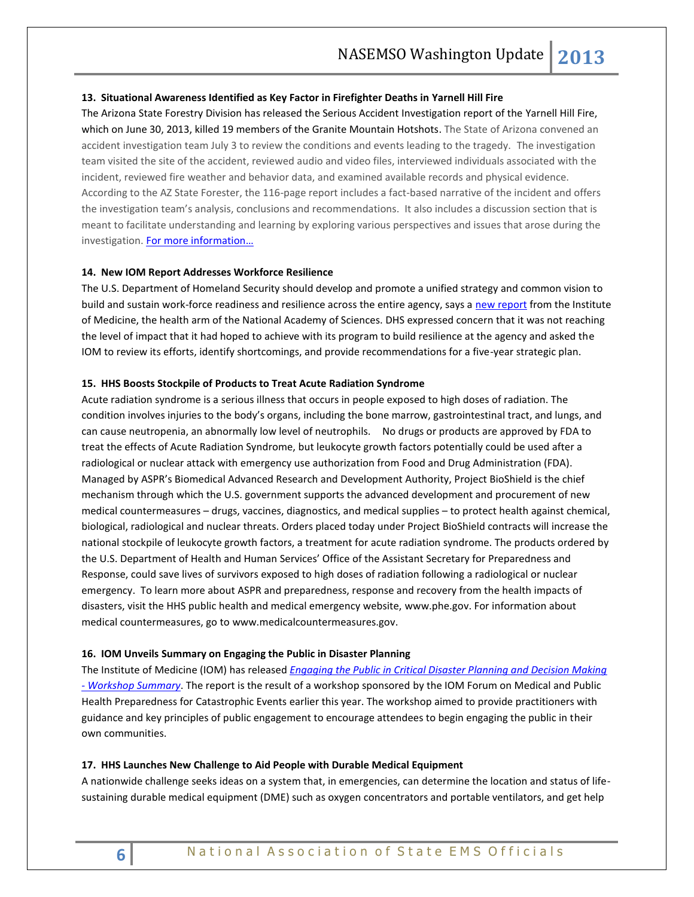**13. Situational Awareness Identified as Key Factor in Firefighter Deaths in Yarnell Hill Fire**

The Arizona State Forestry Division has released the Serious Accident Investigation report of the Yarnell Hill Fire, which on June 30, 2013, killed 19 members of the Granite Mountain Hotshots. The State of Arizona convened an accident investigation team July 3 to review the conditions and events leading to the tragedy. The investigation team visited the site of the accident, reviewed audio and video files, interviewed individuals associated with the incident, reviewed fire weather and behavior data, and examined available records and physical evidence. According to the AZ State Forester, the 116-page report includes a fact-based narrative of the incident and offers the investigation team's analysis, conclusions and recommendations. It also includes a discussion section that is meant to facilitate understanding and learning by exploring various perspectives and issues that arose during the investigation. For more information…

**14. New IOM Report Addresses Workforce Resilience**

The U.S. Department of Homeland Security should develop and promote a unified strategy and common vision to build and sustain work-force readiness and resilience across the entire agency, says a new report from the Institute of Medicine, the health arm of the National Academy of Sciences. DHS expressed concern that it was not reaching the level of impact that it had hoped to achieve with its program to build resilience at the agency and asked the IOM to review its efforts, identify shortcomings, and provide recommendations for a five-year strategic plan.

**15. HHS Boosts Stockpile of Products to Treat Acute Radiation Syndrome**

Acute radiation syndrome is a serious illness that occurs in people exposed to high doses of radiation. The condition involves injuries to the body's organs, including the bone marrow, gastrointestinal tract, and lungs, and can cause neutropenia, an abnormally low level of neutrophils. No drugs or products are approved by FDA to treat the effects of Acute Radiation Syndrome, but leukocyte growth factors potentially could be used after a radiological or nuclear attack with emergency use authorization from Food and Drug Administration (FDA). Managed by ASPR's Biomedical Advanced Research and Development Authority, Project BioShield is the chief mechanism through which the U.S. government supports the advanced development and procurement of new medical countermeasures – drugs, vaccines, diagnostics, and medical supplies – to protect health against chemical, biological, radiological and nuclear threats. Orders placed today under Project BioShield contracts will increase the national stockpile of leukocyte growth factors, a treatment for acute radiation syndrome. The products ordered by the U.S. Department of Health and Human Services' Office of the Assistant Secretary for Preparedness and Response, could save lives of survivors exposed to high doses of radiation following a radiological or nuclear emergency. To learn more about ASPR and preparedness, response and recovery from the health impacts of disasters, visit the HHS public health and medical emergency website, www.phe.gov. For information about medical countermeasures, go to www.medicalcountermeasures.gov.

**16. IOM Unveils Summary on Engaging the Public in Disaster Planning**

The Institute of Medicine (IOM) has released *Engaging the Public in Critical Disaster Planning and Decision Making - Workshop Summary*. The report is the result of a workshop sponsored by the IOM Forum on Medical and Public Health Preparedness for Catastrophic Events earlier this year. The workshop aimed to provide practitioners with guidance and key principles of public engagement to encourage attendees to begin engaging the public in their own communities.

**17. HHS Launches New Challenge to Aid People with Durable Medical Equipment**

A nationwide challenge seeks ideas on a system that, in emergencies, can determine the location and status of life-sustaining durable medical equipment (DME) such as oxygen concentrators and portable ventilators, and get help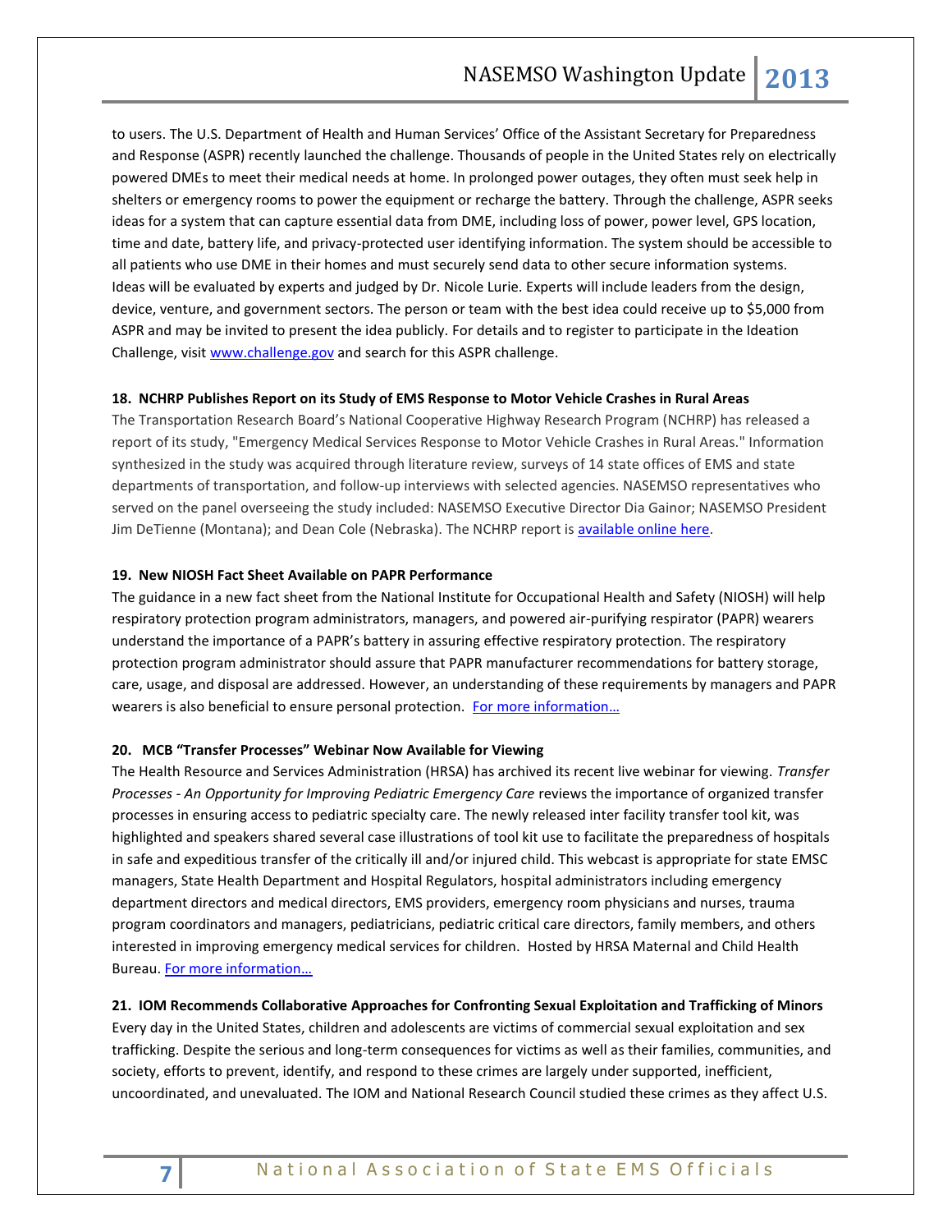to users. The U.S. Department of Health and Human Services' Office of the Assistant Secretary for Preparedness and Response (ASPR) recently launched the challenge. Thousands of people in the United States rely on electrically powered DMEs to meet their medical needs at home. In prolonged power outages, they often must seek help in shelters or emergency rooms to power the equipment or recharge the battery. Through the challenge, ASPR seeks ideas for a system that can capture essential data from DME, including loss of power, power level, GPS location, time and date, battery life, and privacy-protected user identifying information. The system should be accessible to all patients who use DME in their homes and must securely send data to other secure information systems. Ideas will be evaluated by experts and judged by Dr. Nicole Lurie. Experts will include leaders from the design, device, venture, and government sectors. The person or team with the best idea could receive up to $5,000 from ASPR and may be invited to present the idea publicly. For details and to register to participate in the Ideation Challenge, visit www.challenge.gov and search for this ASPR challenge.

**18. NCHRP Publishes Report on its Study of EMS Response to Motor Vehicle Crashes in Rural Areas**

The Transportation Research Board's National Cooperative Highway Research Program (NCHRP) has released a report of its study, "Emergency Medical Services Response to Motor Vehicle Crashes in Rural Areas." Information synthesized in the study was acquired through literature review, surveys of 14 state offices of EMS and state departments of transportation, and follow-up interviews with selected agencies. NASEMSO representatives who served on the panel overseeing the study included: NASEMSO Executive Director Dia Gainor; NASEMSO President Jim DeTienne (Montana); and Dean Cole (Nebraska). The NCHRP report is available online here.

**19. New NIOSH Fact Sheet Available on PAPR Performance**

The guidance in a new fact sheet from the National Institute for Occupational Health and Safety (NIOSH) will help respiratory protection program administrators, managers, and powered air-purifying respirator (PAPR) wearers understand the importance of a PAPR's battery in assuring effective respiratory protection. The respiratory protection program administrator should assure that PAPR manufacturer recommendations for battery storage, care, usage, and disposal are addressed. However, an understanding of these requirements by managers and PAPR wearers is also beneficial to ensure personal protection. For more information…

**20. MCB "Transfer Processes" Webinar Now Available for Viewing**

The Health Resource and Services Administration (HRSA) has archived its recent live webinar for viewing. *Transfer Processes - An Opportunity for Improving Pediatric Emergency Care* reviews the importance of organized transfer processes in ensuring access to pediatric specialty care. The newly released inter facility transfer tool kit, was highlighted and speakers shared several case illustrations of tool kit use to facilitate the preparedness of hospitals in safe and expeditious transfer of the critically ill and/or injured child. This webcast is appropriate for state EMSC managers, State Health Department and Hospital Regulators, hospital administrators including emergency department directors and medical directors, EMS providers, emergency room physicians and nurses, trauma program coordinators and managers, pediatricians, pediatric critical care directors, family members, and others interested in improving emergency medical services for children. Hosted by HRSA Maternal and Child Health Bureau. For more information…

**21. IOM Recommends Collaborative Approaches for Confronting Sexual Exploitation and Trafficking of Minors**

Every day in the United States, children and adolescents are victims of commercial sexual exploitation and sex trafficking. Despite the serious and long-term consequences for victims as well as their families, communities, and society, efforts to prevent, identify, and respond to these crimes are largely under supported, inefficient, uncoordinated, and unevaluated. The IOM and National Research Council studied these crimes as they affect U.S.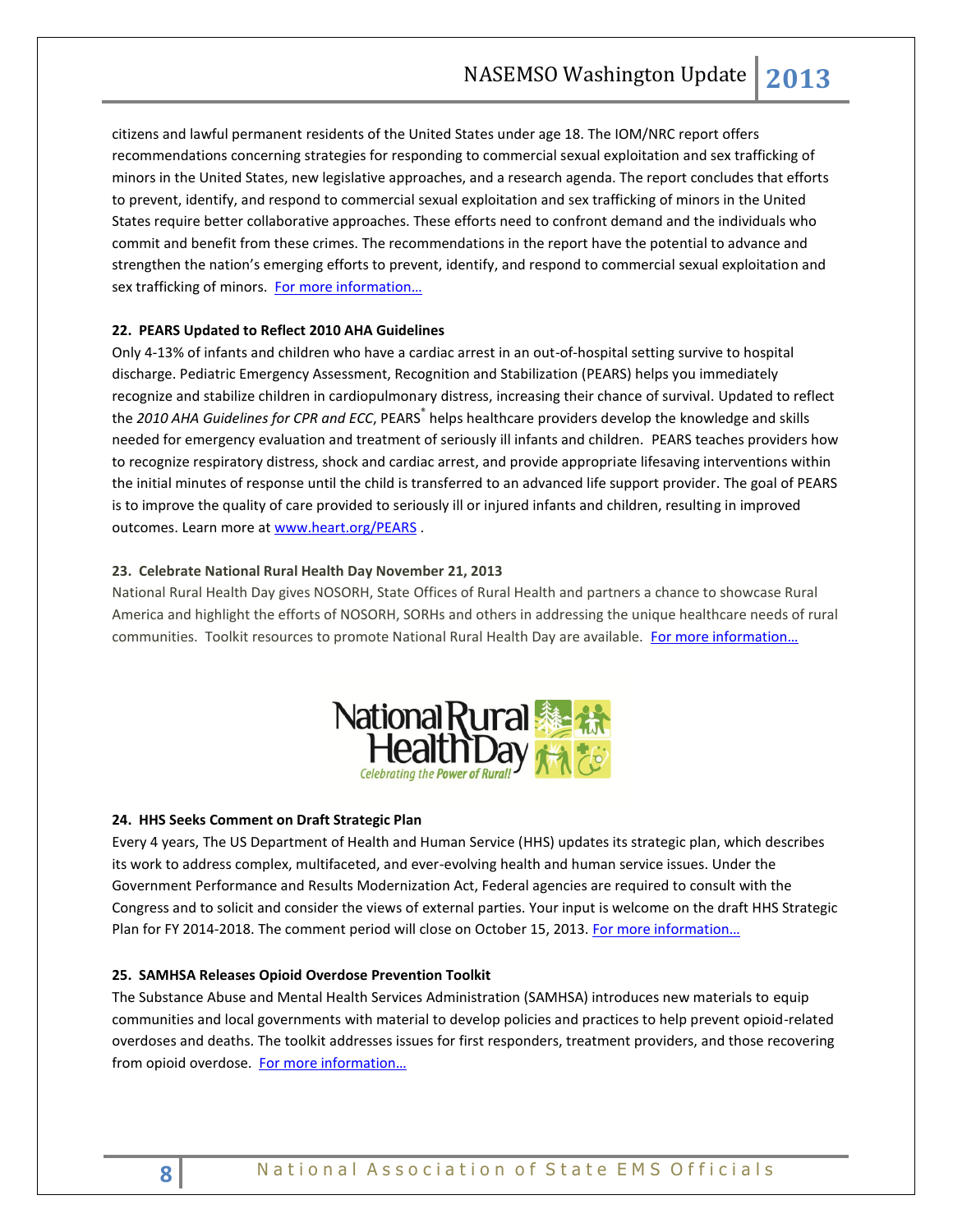citizens and lawful permanent residents of the United States under age 18. The IOM/NRC report offers recommendations concerning strategies for responding to commercial sexual exploitation and sex trafficking of minors in the United States, new legislative approaches, and a research agenda. The report concludes that efforts to prevent, identify, and respond to commercial sexual exploitation and sex trafficking of minors in the United States require better collaborative approaches. These efforts need to confront demand and the individuals who commit and benefit from these crimes. The recommendations in the report have the potential to advance and strengthen the nation's emerging efforts to prevent, identify, and respond to commercial sexual exploitation and sex trafficking of minors. For more information…

**22. PEARS Updated to Reflect 2010 AHA Guidelines**

Only 4-13% of infants and children who have a cardiac arrest in an out-of-hospital setting survive to hospital discharge. Pediatric Emergency Assessment, Recognition and Stabilization (PEARS) helps you immediately recognize and stabilize children in cardiopulmonary distress, increasing their chance of survival. Updated to reflect the *2010 AHA Guidelines for CPR and ECC*, PEARS® helps healthcare providers develop the knowledge and skills needed for emergency evaluation and treatment of seriously ill infants and children. PEARS teaches providers how to recognize respiratory distress, shock and cardiac arrest, and provide appropriate lifesaving interventions within the initial minutes of response until the child is transferred to an advanced life support provider. The goal of PEARS is to improve the quality of care provided to seriously ill or injured infants and children, resulting in improved outcomes. Learn more at www.heart.org/PEARS .

**23. Celebrate National Rural Health Day November 21, 2013**

National Rural Health Day gives NOSORH, State Offices of Rural Health and partners a chance to showcase Rural America and highlight the efforts of NOSORH, SORHs and others in addressing the unique healthcare needs of rural communities. Toolkit resources to promote National Rural Health Day are available. For more information…

National Rural Health Day
*Celebrating the Power of Rural!*

**24. HHS Seeks Comment on Draft Strategic Plan**

Every 4 years, The US Department of Health and Human Service (HHS) updates its strategic plan, which describes its work to address complex, multifaceted, and ever-evolving health and human service issues. Under the Government Performance and Results Modernization Act, Federal agencies are required to consult with the Congress and to solicit and consider the views of external parties. Your input is welcome on the draft HHS Strategic Plan for FY 2014-2018. The comment period will close on October 15, 2013. For more information…

**25. SAMHSA Releases Opioid Overdose Prevention Toolkit**

The Substance Abuse and Mental Health Services Administration (SAMHSA) introduces new materials to equip communities and local governments with material to develop policies and practices to help prevent opioid-related overdoses and deaths. The toolkit addresses issues for first responders, treatment providers, and those recovering from opioid overdose. For more information…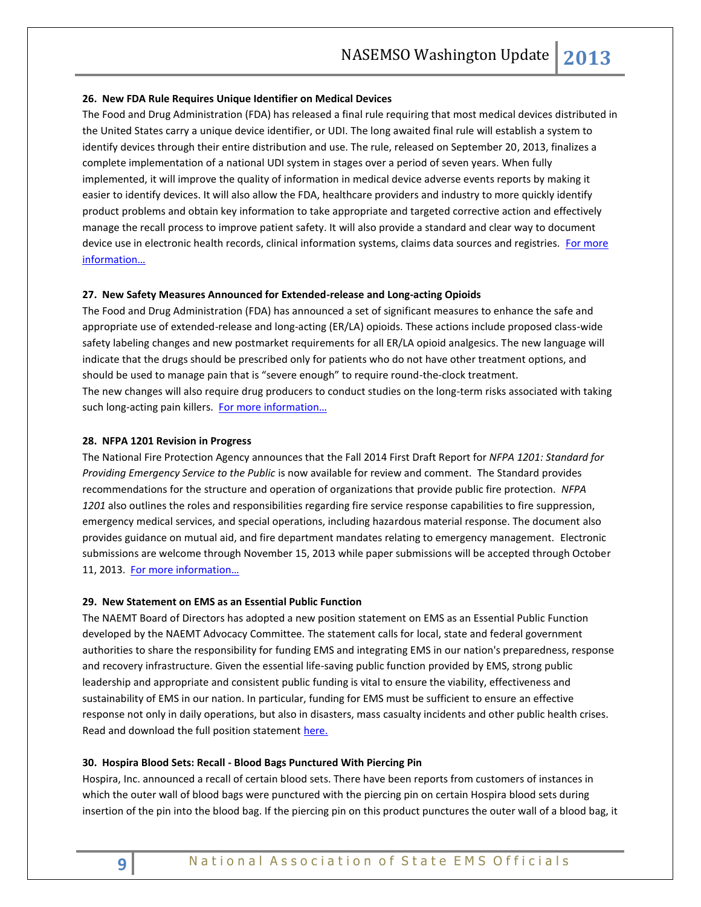**26. New FDA Rule Requires Unique Identifier on Medical Devices**

The Food and Drug Administration (FDA) has released a final rule requiring that most medical devices distributed in the United States carry a unique device identifier, or UDI. The long awaited final rule will establish a system to identify devices through their entire distribution and use. The rule, released on September 20, 2013, finalizes a complete implementation of a national UDI system in stages over a period of seven years. When fully implemented, it will improve the quality of information in medical device adverse events reports by making it easier to identify devices. It will also allow the FDA, healthcare providers and industry to more quickly identify product problems and obtain key information to take appropriate and targeted corrective action and effectively manage the recall process to improve patient safety. It will also provide a standard and clear way to document device use in electronic health records, clinical information systems, claims data sources and registries. For more information…

**27. New Safety Measures Announced for Extended-release and Long-acting Opioids**

The Food and Drug Administration (FDA) has announced a set of significant measures to enhance the safe and appropriate use of extended-release and long-acting (ER/LA) opioids. These actions include proposed class-wide safety labeling changes and new postmarket requirements for all ER/LA opioid analgesics. The new language will indicate that the drugs should be prescribed only for patients who do not have other treatment options, and should be used to manage pain that is "severe enough" to require round-the-clock treatment.
The new changes will also require drug producers to conduct studies on the long-term risks associated with taking such long-acting pain killers. For more information…

**28. NFPA 1201 Revision in Progress**

The National Fire Protection Agency announces that the Fall 2014 First Draft Report for *NFPA 1201: Standard for Providing Emergency Service to the Public* is now available for review and comment. The Standard provides recommendations for the structure and operation of organizations that provide public fire protection. *NFPA 1201* also outlines the roles and responsibilities regarding fire service response capabilities to fire suppression, emergency medical services, and special operations, including hazardous material response. The document also provides guidance on mutual aid, and fire department mandates relating to emergency management. Electronic submissions are welcome through November 15, 2013 while paper submissions will be accepted through October 11, 2013. For more information…

**29. New Statement on EMS as an Essential Public Function**

The NAEMT Board of Directors has adopted a new position statement on EMS as an Essential Public Function developed by the NAEMT Advocacy Committee. The statement calls for local, state and federal government authorities to share the responsibility for funding EMS and integrating EMS in our nation's preparedness, response and recovery infrastructure. Given the essential life-saving public function provided by EMS, strong public leadership and appropriate and consistent public funding is vital to ensure the viability, effectiveness and sustainability of EMS in our nation. In particular, funding for EMS must be sufficient to ensure an effective response not only in daily operations, but also in disasters, mass casualty incidents and other public health crises. Read and download the full position statement here.

**30. Hospira Blood Sets: Recall - Blood Bags Punctured With Piercing Pin**

Hospira, Inc. announced a recall of certain blood sets. There have been reports from customers of instances in which the outer wall of blood bags were punctured with the piercing pin on certain Hospira blood sets during insertion of the pin into the blood bag. If the piercing pin on this product punctures the outer wall of a blood bag, it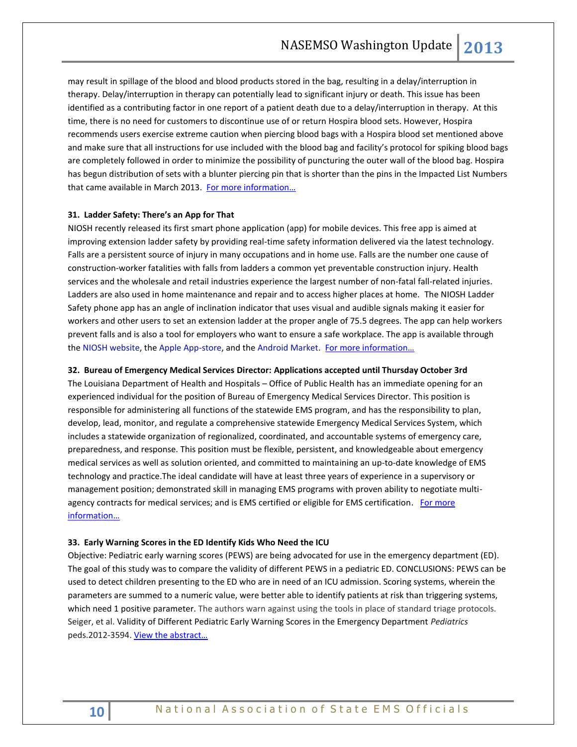may result in spillage of the blood and blood products stored in the bag, resulting in a delay/interruption in therapy. Delay/interruption in therapy can potentially lead to significant injury or death. This issue has been identified as a contributing factor in one report of a patient death due to a delay/interruption in therapy. At this time, there is no need for customers to discontinue use of or return Hospira blood sets. However, Hospira recommends users exercise extreme caution when piercing blood bags with a Hospira blood set mentioned above and make sure that all instructions for use included with the blood bag and facility's protocol for spiking blood bags are completely followed in order to minimize the possibility of puncturing the outer wall of the blood bag. Hospira has begun distribution of sets with a blunter piercing pin that is shorter than the pins in the Impacted List Numbers that came available in March 2013. For more information…

**31. Ladder Safety: There's an App for That**

NIOSH recently released its first smart phone application (app) for mobile devices. This free app is aimed at improving extension ladder safety by providing real-time safety information delivered via the latest technology. Falls are a persistent source of injury in many occupations and in home use. Falls are the number one cause of construction-worker fatalities with falls from ladders a common yet preventable construction injury. Health services and the wholesale and retail industries experience the largest number of non-fatal fall-related injuries. Ladders are also used in home maintenance and repair and to access higher places at home. The NIOSH Ladder Safety phone app has an angle of inclination indicator that uses visual and audible signals making it easier for workers and other users to set an extension ladder at the proper angle of 75.5 degrees. The app can help workers prevent falls and is also a tool for employers who want to ensure a safe workplace. The app is available through the NIOSH website, the Apple App-store, and the Android Market. For more information…

**32. Bureau of Emergency Medical Services Director: Applications accepted until Thursday October 3rd**

The Louisiana Department of Health and Hospitals – Office of Public Health has an immediate opening for an experienced individual for the position of Bureau of Emergency Medical Services Director. This position is responsible for administering all functions of the statewide EMS program, and has the responsibility to plan, develop, lead, monitor, and regulate a comprehensive statewide Emergency Medical Services System, which includes a statewide organization of regionalized, coordinated, and accountable systems of emergency care, preparedness, and response. This position must be flexible, persistent, and knowledgeable about emergency medical services as well as solution oriented, and committed to maintaining an up-to-date knowledge of EMS technology and practice.The ideal candidate will have at least three years of experience in a supervisory or management position; demonstrated skill in managing EMS programs with proven ability to negotiate multi-agency contracts for medical services; and is EMS certified or eligible for EMS certification. For more information…

**33. Early Warning Scores in the ED Identify Kids Who Need the ICU**

Objective: Pediatric early warning scores (PEWS) are being advocated for use in the emergency department (ED). The goal of this study was to compare the validity of different PEWS in a pediatric ED. CONCLUSIONS: PEWS can be used to detect children presenting to the ED who are in need of an ICU admission. Scoring systems, wherein the parameters are summed to a numeric value, were better able to identify patients at risk than triggering systems, which need 1 positive parameter. The authors warn against using the tools in place of standard triage protocols. Seiger, et al. Validity of Different Pediatric Early Warning Scores in the Emergency Department *Pediatrics* peds.2012-3594. View the abstract…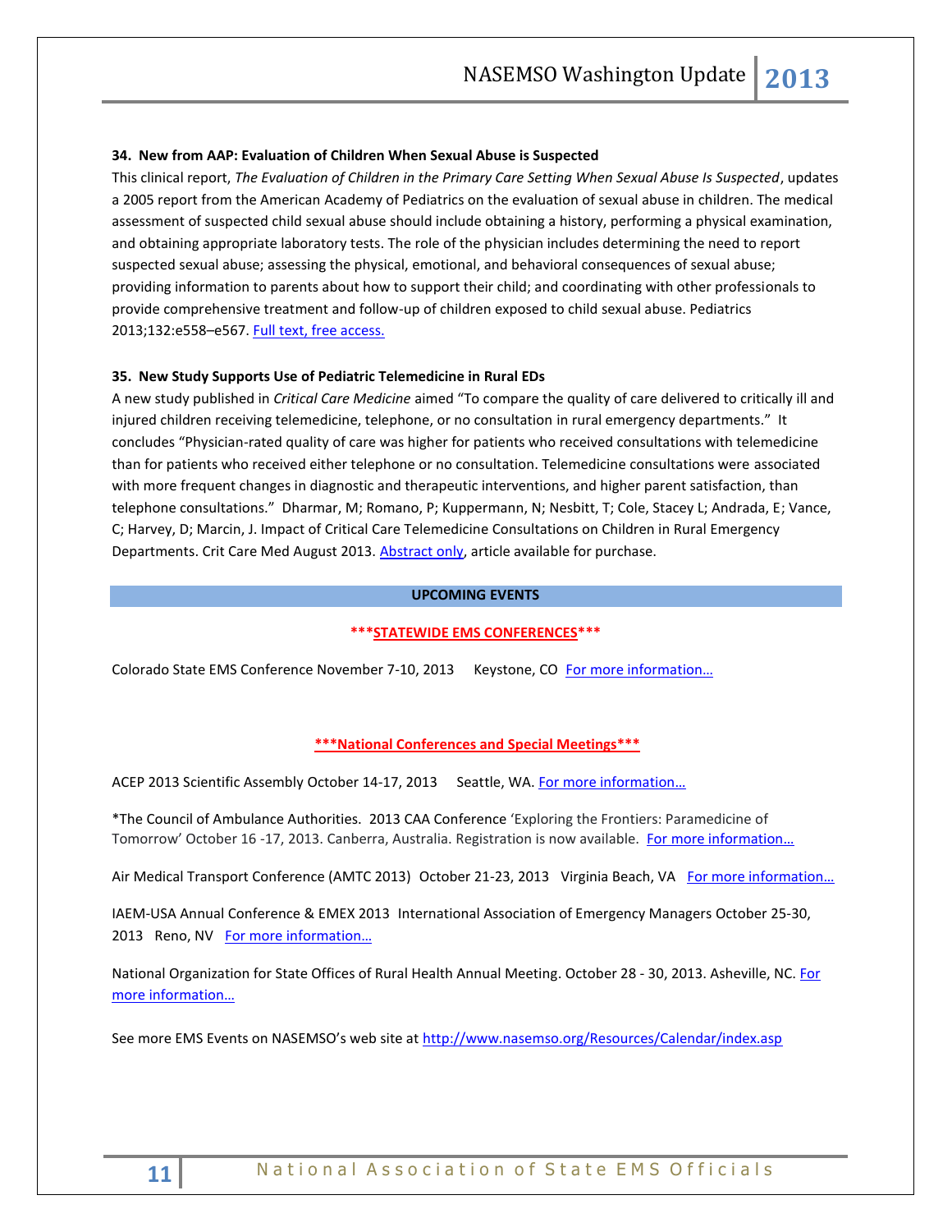**34. New from AAP: Evaluation of Children When Sexual Abuse is Suspected**

This clinical report, *The Evaluation of Children in the Primary Care Setting When Sexual Abuse Is Suspected*, updates a 2005 report from the American Academy of Pediatrics on the evaluation of sexual abuse in children. The medical assessment of suspected child sexual abuse should include obtaining a history, performing a physical examination, and obtaining appropriate laboratory tests. The role of the physician includes determining the need to report suspected sexual abuse; assessing the physical, emotional, and behavioral consequences of sexual abuse; providing information to parents about how to support their child; and coordinating with other professionals to provide comprehensive treatment and follow-up of children exposed to child sexual abuse. Pediatrics 2013;132:e558–e567. Full text, free access.

**35. New Study Supports Use of Pediatric Telemedicine in Rural EDs**

A new study published in *Critical Care Medicine* aimed "To compare the quality of care delivered to critically ill and injured children receiving telemedicine, telephone, or no consultation in rural emergency departments." It concludes "Physician-rated quality of care was higher for patients who received consultations with telemedicine than for patients who received either telephone or no consultation. Telemedicine consultations were associated with more frequent changes in diagnostic and therapeutic interventions, and higher parent satisfaction, than telephone consultations." Dharmar, M; Romano, P; Kuppermann, N; Nesbitt, T; Cole, Stacey L; Andrada, E; Vance, C; Harvey, D; Marcin, J. Impact of Critical Care Telemedicine Consultations on Children in Rural Emergency Departments. Crit Care Med August 2013. Abstract only, article available for purchase.

## UPCOMING EVENTS

**\*\*\*STATEWIDE EMS CONFERENCES\*\*\***

Colorado State EMS Conference November 7-10, 2013 Keystone, CO For more information…

**\*\*\*National Conferences and Special Meetings\*\*\***

ACEP 2013 Scientific Assembly October 14-17, 2013 Seattle, WA. For more information…

*The Council of Ambulance Authorities. 2013 CAA Conference 'Exploring the Frontiers: Paramedicine of Tomorrow' October 16 -17, 2013. Canberra, Australia. Registration is now available. For more information…

Air Medical Transport Conference (AMTC 2013) October 21-23, 2013 Virginia Beach, VA For more information…

IAEM-USA Annual Conference & EMEX 2013 International Association of Emergency Managers October 25-30, 2013 Reno, NV For more information…

National Organization for State Offices of Rural Health Annual Meeting. October 28 - 30, 2013. Asheville, NC. For more information…

See more EMS Events on NASEMSO's web site at http://www.nasemso.org/Resources/Calendar/index.asp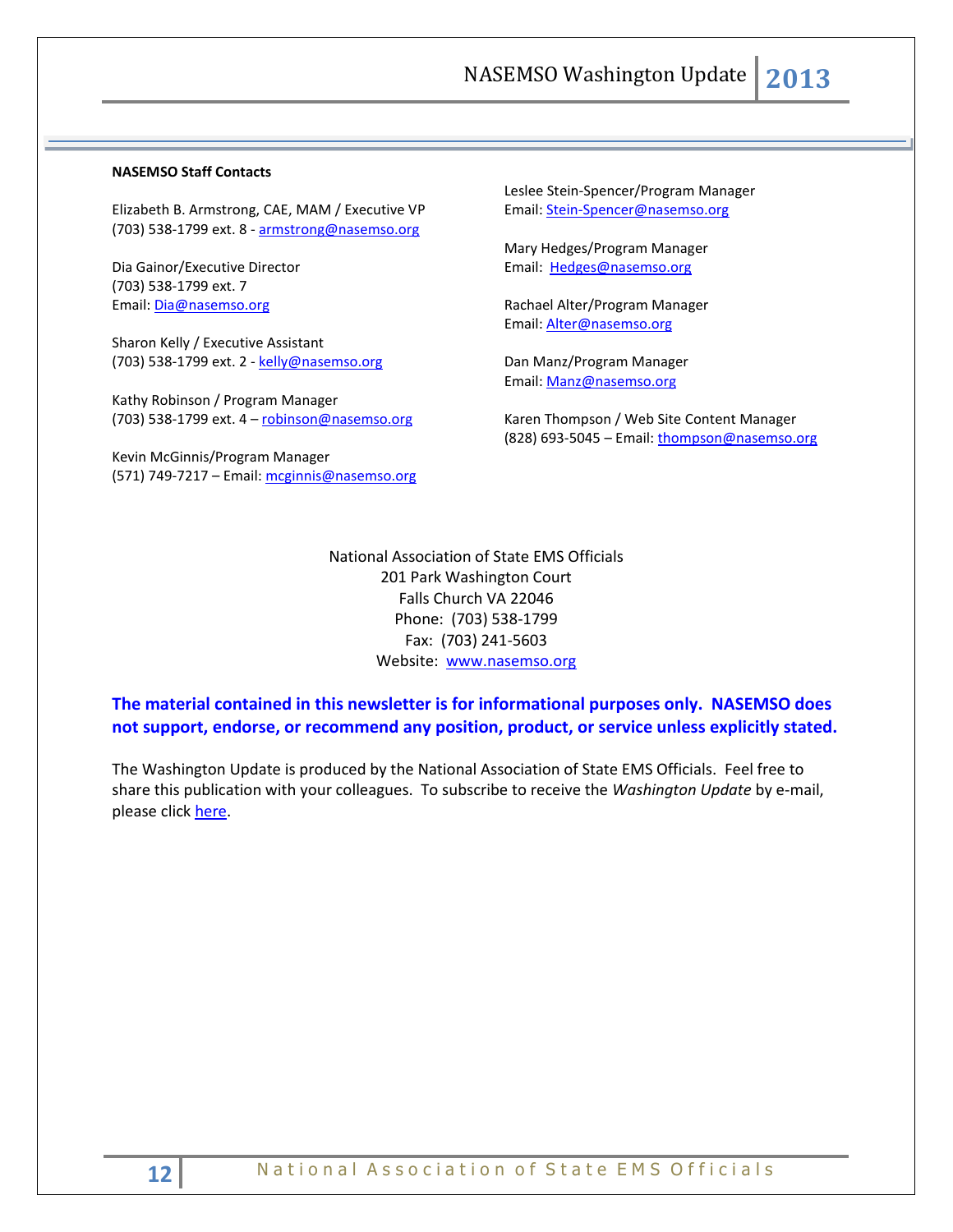**NASEMSO Staff Contacts**

Elizabeth B. Armstrong, CAE, MAM / Executive VP
(703) 538-1799 ext. 8 - armstrong@nasemso.org

Dia Gainor/Executive Director
(703) 538-1799 ext. 7
Email: Dia@nasemso.org

Sharon Kelly / Executive Assistant
(703) 538-1799 ext. 2 - kelly@nasemso.org

Kathy Robinson / Program Manager
(703) 538-1799 ext. 4 – robinson@nasemso.org

Kevin McGinnis/Program Manager
(571) 749-7217 – Email: mcginnis@nasemso.org

Leslee Stein-Spencer/Program Manager
Email: Stein-Spencer@nasemso.org

Mary Hedges/Program Manager
Email: Hedges@nasemso.org

Rachael Alter/Program Manager
Email: Alter@nasemso.org

Dan Manz/Program Manager
Email: Manz@nasemso.org

Karen Thompson / Web Site Content Manager
(828) 693-5045 – Email: thompson@nasemso.org

National Association of State EMS Officials
201 Park Washington Court
Falls Church VA 22046
Phone: (703) 538-1799
Fax: (703) 241-5603
Website: www.nasemso.org

**The material contained in this newsletter is for informational purposes only. NASEMSO does not support, endorse, or recommend any position, product, or service unless explicitly stated.**

The Washington Update is produced by the National Association of State EMS Officials. Feel free to share this publication with your colleagues. To subscribe to receive the *Washington Update* by e-mail, please click here.